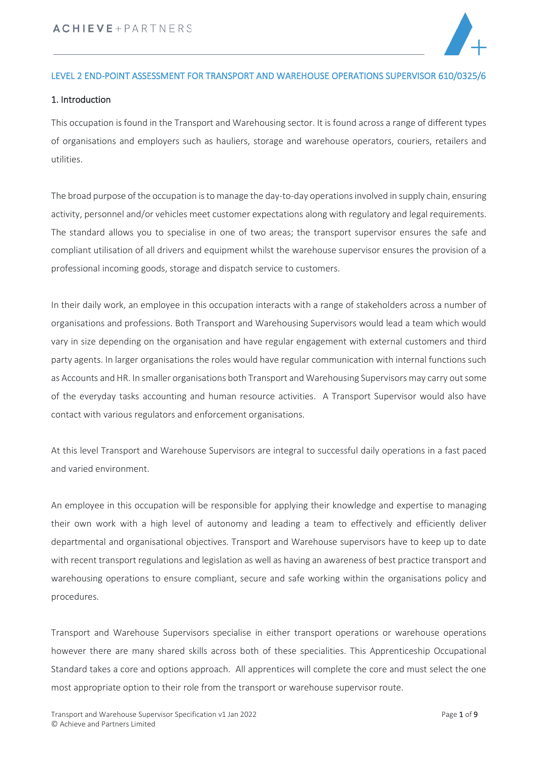# LEVEL 2 END-POINT ASSESSMENT FOR TRANSPORT AND WAREHOUSE OPERATIONS SUPERVISOR 610/0325/6

## 1. Introduction

This occupation is found in the Transport and Warehousing sector. It is found across a range of different types of organisations and employers such as hauliers, storage and warehouse operators, couriers, retailers and utilities.

The broad purpose of the occupation is to manage the day-to-day operations involved in supply chain, ensuring activity, personnel and/or vehicles meet customer expectations along with regulatory and legal requirements. The standard allows you to specialise in one of two areas; the transport supervisor ensures the safe and compliant utilisation of all drivers and equipment whilst the warehouse supervisor ensures the provision of a professional incoming goods, storage and dispatch service to customers.

In their daily work, an employee in this occupation interacts with a range of stakeholders across a number of organisations and professions. Both Transport and Warehousing Supervisors would lead a team which would vary in size depending on the organisation and have regular engagement with external customers and third party agents. In larger organisations the roles would have regular communication with internal functions such as Accounts and HR. In smaller organisations both Transport and Warehousing Supervisors may carry out some of the everyday tasks accounting and human resource activities. A Transport Supervisor would also have contact with various regulators and enforcement organisations.

At this level Transport and Warehouse Supervisors are integral to successful daily operations in a fast paced and varied environment.

An employee in this occupation will be responsible for applying their knowledge and expertise to managing their own work with a high level of autonomy and leading a team to effectively and efficiently deliver departmental and organisational objectives. Transport and Warehouse supervisors have to keep up to date with recent transport regulations and legislation as well as having an awareness of best practice transport and warehousing operations to ensure compliant, secure and safe working within the organisations policy and procedures.

Transport and Warehouse Supervisors specialise in either transport operations or warehouse operations however there are many shared skills across both of these specialities. This Apprenticeship Occupational Standard takes a core and options approach. All apprentices will complete the core and must select the one most appropriate option to their role from the transport or warehouse supervisor route.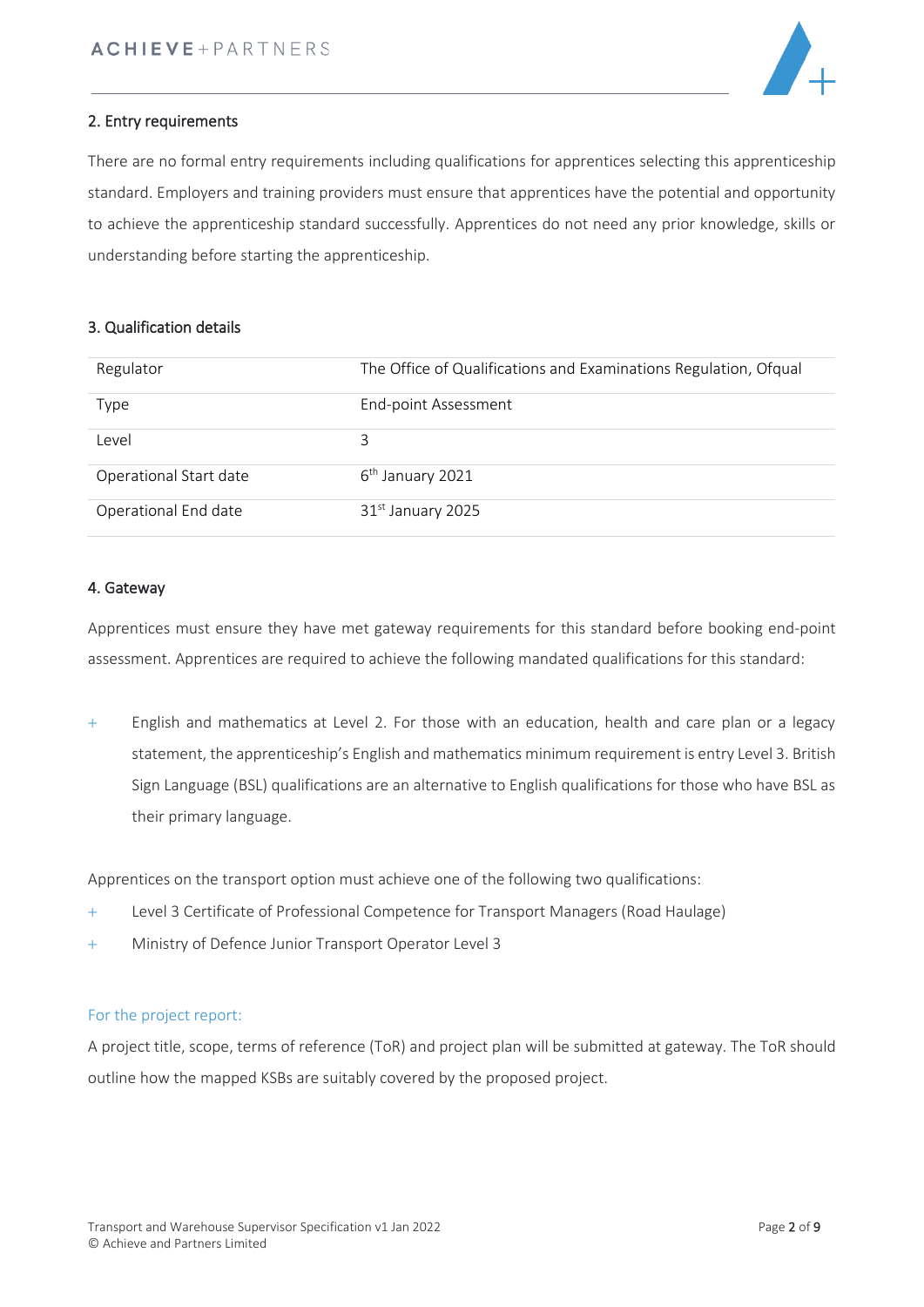## 2. Entry requirements

There are no formal entry requirements including qualifications for apprentices selecting this apprenticeship standard. Employers and training providers must ensure that apprentices have the potential and opportunity to achieve the apprenticeship standard successfully. Apprentices do not need any prior knowledge, skills or understanding before starting the apprenticeship.

## 3. Qualification details

| | |
|---|---|
| Regulator | The Office of Qualifications and Examinations Regulation, Ofqual |
| Type | End-point Assessment |
| Level | 3 |
| Operational Start date | 6th January 2021 |
| Operational End date | 31st January 2025 |

## 4. Gateway

Apprentices must ensure they have met gateway requirements for this standard before booking end-point assessment. Apprentices are required to achieve the following mandated qualifications for this standard:

- English and mathematics at Level 2. For those with an education, health and care plan or a legacy statement, the apprenticeship's English and mathematics minimum requirement is entry Level 3. British Sign Language (BSL) qualifications are an alternative to English qualifications for those who have BSL as their primary language.

Apprentices on the transport option must achieve one of the following two qualifications:

- Level 3 Certificate of Professional Competence for Transport Managers (Road Haulage)
- Ministry of Defence Junior Transport Operator Level 3

For the project report:

A project title, scope, terms of reference (ToR) and project plan will be submitted at gateway. The ToR should outline how the mapped KSBs are suitably covered by the proposed project.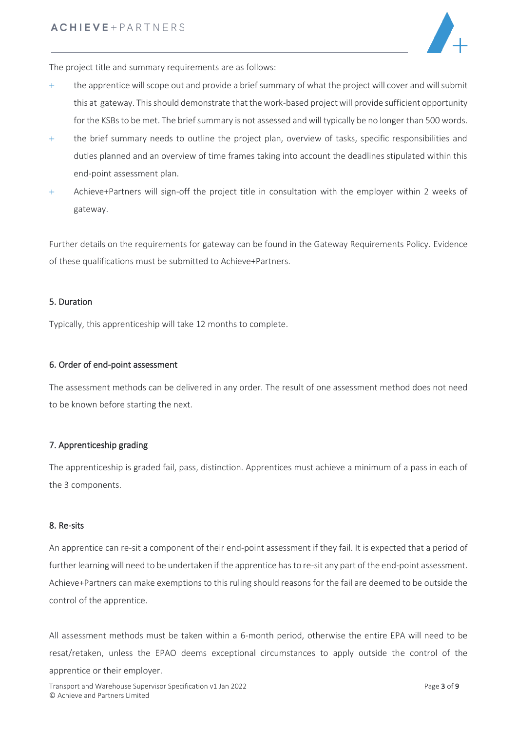The project title and summary requirements are as follows:

- the apprentice will scope out and provide a brief summary of what the project will cover and will submit this at gateway. This should demonstrate that the work-based project will provide sufficient opportunity for the KSBs to be met. The brief summary is not assessed and will typically be no longer than 500 words.
- the brief summary needs to outline the project plan, overview of tasks, specific responsibilities and duties planned and an overview of time frames taking into account the deadlines stipulated within this end-point assessment plan.
- Achieve+Partners will sign-off the project title in consultation with the employer within 2 weeks of gateway.

Further details on the requirements for gateway can be found in the Gateway Requirements Policy. Evidence of these qualifications must be submitted to Achieve+Partners.

## 5. Duration

Typically, this apprenticeship will take 12 months to complete.

## 6. Order of end-point assessment

The assessment methods can be delivered in any order. The result of one assessment method does not need to be known before starting the next.

## 7. Apprenticeship grading

The apprenticeship is graded fail, pass, distinction. Apprentices must achieve a minimum of a pass in each of the 3 components.

## 8. Re-sits

An apprentice can re-sit a component of their end-point assessment if they fail. It is expected that a period of further learning will need to be undertaken if the apprentice has to re-sit any part of the end-point assessment. Achieve+Partners can make exemptions to this ruling should reasons for the fail are deemed to be outside the control of the apprentice.

All assessment methods must be taken within a 6-month period, otherwise the entire EPA will need to be resat/retaken, unless the EPAO deems exceptional circumstances to apply outside the control of the apprentice or their employer.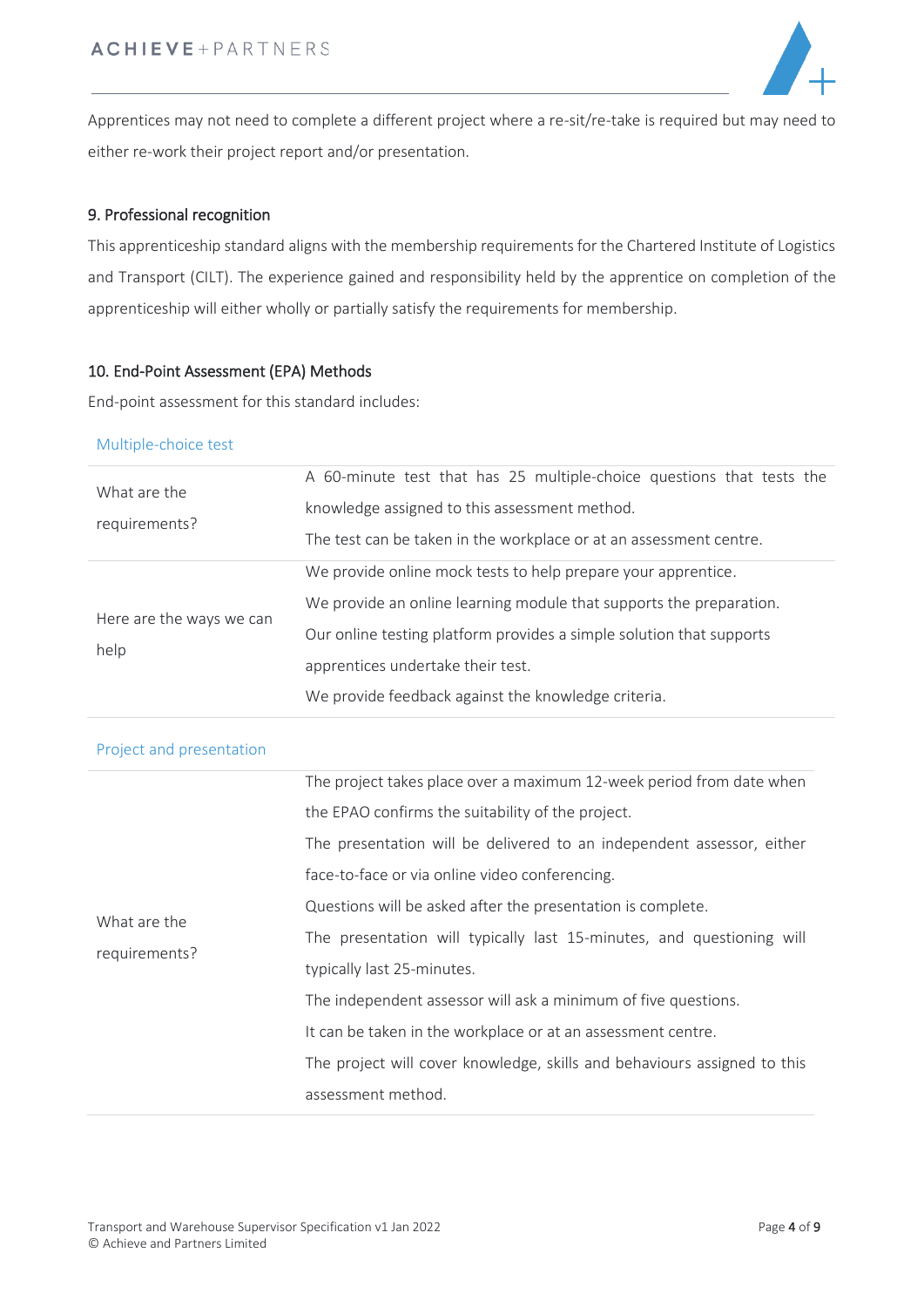Apprentices may not need to complete a different project where a re-sit/re-take is required but may need to either re-work their project report and/or presentation.

## 9. Professional recognition

This apprenticeship standard aligns with the membership requirements for the Chartered Institute of Logistics and Transport (CILT). The experience gained and responsibility held by the apprentice on completion of the apprenticeship will either wholly or partially satisfy the requirements for membership.

## 10. End-Point Assessment (EPA) Methods

End-point assessment for this standard includes:

### Multiple-choice test

| | |
|---|---|
| What are the requirements? | A 60-minute test that has 25 multiple-choice questions that tests the knowledge assigned to this assessment method.<br>The test can be taken in the workplace or at an assessment centre. |
| Here are the ways we can help | We provide online mock tests to help prepare your apprentice.<br>We provide an online learning module that supports the preparation.<br>Our online testing platform provides a simple solution that supports apprentices undertake their test.<br>We provide feedback against the knowledge criteria. |

### Project and presentation

| | |
|---|---|
| What are the requirements? | The project takes place over a maximum 12-week period from date when the EPAO confirms the suitability of the project.<br>The presentation will be delivered to an independent assessor, either face-to-face or via online video conferencing.<br>Questions will be asked after the presentation is complete.<br>The presentation will typically last 15-minutes, and questioning will typically last 25-minutes.<br>The independent assessor will ask a minimum of five questions.<br>It can be taken in the workplace or at an assessment centre.<br>The project will cover knowledge, skills and behaviours assigned to this assessment method. |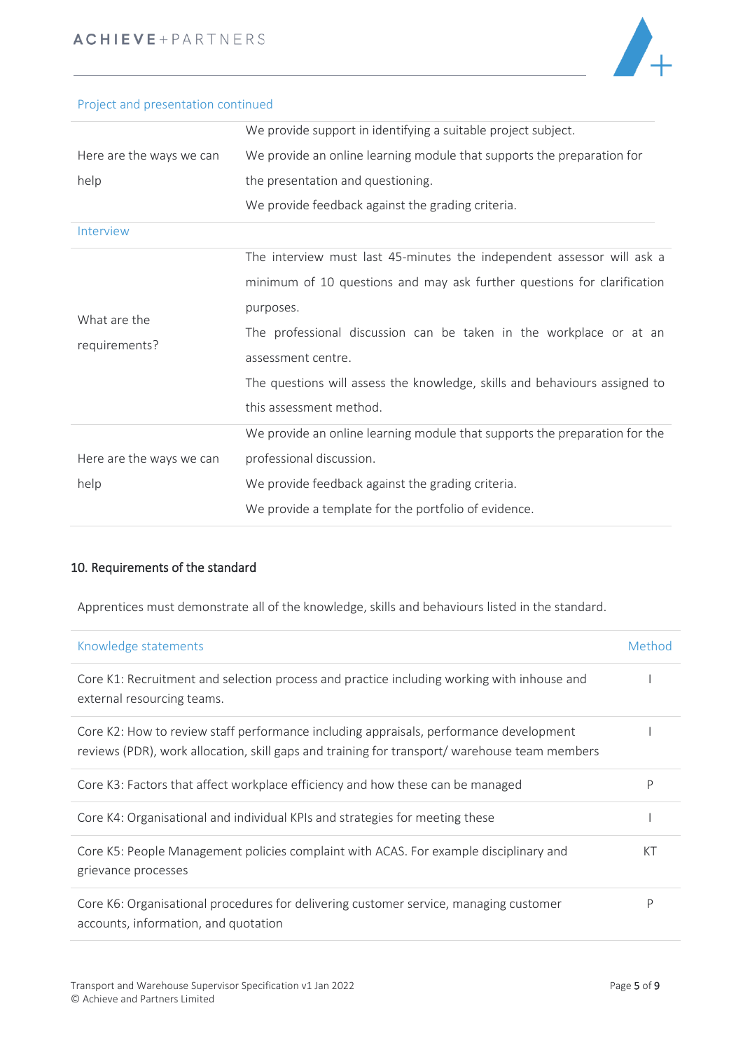Project and presentation continued

| | |
|---|---|
| Here are the ways we can help | We provide support in identifying a suitable project subject.<br>We provide an online learning module that supports the preparation for the presentation and questioning.<br>We provide feedback against the grading criteria. |

Interview

| | |
|---|---|
| What are the requirements? | The interview must last 45-minutes the independent assessor will ask a minimum of 10 questions and may ask further questions for clarification purposes.<br>The professional discussion can be taken in the workplace or at an assessment centre.<br>The questions will assess the knowledge, skills and behaviours assigned to this assessment method. |
| Here are the ways we can help | We provide an online learning module that supports the preparation for the professional discussion.<br>We provide feedback against the grading criteria.<br>We provide a template for the portfolio of evidence. |

## 10. Requirements of the standard

Apprentices must demonstrate all of the knowledge, skills and behaviours listed in the standard.

| Knowledge statements | Method |
|---|---|
| Core K1: Recruitment and selection process and practice including working with inhouse and external resourcing teams. | I |
| Core K2: How to review staff performance including appraisals, performance development reviews (PDR), work allocation, skill gaps and training for transport/ warehouse team members | I |
| Core K3: Factors that affect workplace efficiency and how these can be managed | P |
| Core K4: Organisational and individual KPIs and strategies for meeting these | I |
| Core K5: People Management policies complaint with ACAS. For example disciplinary and grievance processes | KT |
| Core K6: Organisational procedures for delivering customer service, managing customer accounts, information, and quotation | P |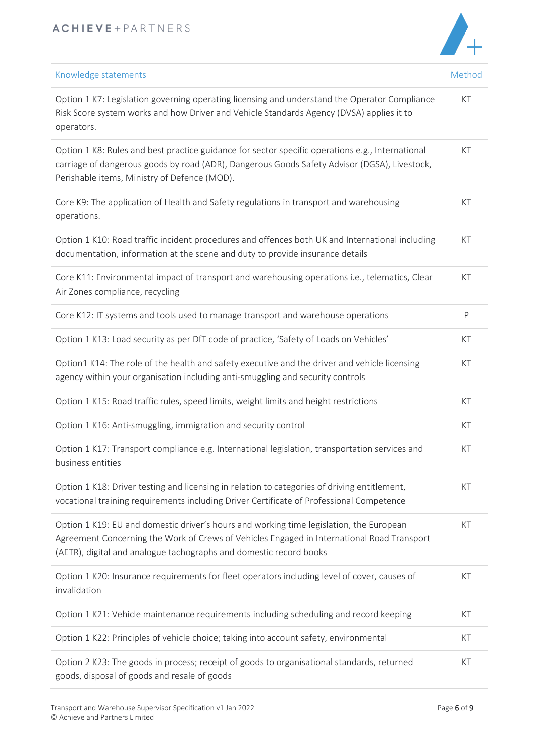| Knowledge statements | Method |
|---|---|
| Option 1 K7: Legislation governing operating licensing and understand the Operator Compliance Risk Score system works and how Driver and Vehicle Standards Agency (DVSA) applies it to operators. | KT |
| Option 1 K8: Rules and best practice guidance for sector specific operations e.g., International carriage of dangerous goods by road (ADR), Dangerous Goods Safety Advisor (DGSA), Livestock, Perishable items, Ministry of Defence (MOD). | KT |
| Core K9: The application of Health and Safety regulations in transport and warehousing operations. | KT |
| Option 1 K10: Road traffic incident procedures and offences both UK and International including documentation, information at the scene and duty to provide insurance details | KT |
| Core K11: Environmental impact of transport and warehousing operations i.e., telematics, Clear Air Zones compliance, recycling | KT |
| Core K12: IT systems and tools used to manage transport and warehouse operations | P |
| Option 1 K13: Load security as per DfT code of practice, 'Safety of Loads on Vehicles' | KT |
| Option1 K14: The role of the health and safety executive and the driver and vehicle licensing agency within your organisation including anti-smuggling and security controls | KT |
| Option 1 K15: Road traffic rules, speed limits, weight limits and height restrictions | KT |
| Option 1 K16: Anti-smuggling, immigration and security control | KT |
| Option 1 K17: Transport compliance e.g. International legislation, transportation services and business entities | KT |
| Option 1 K18: Driver testing and licensing in relation to categories of driving entitlement, vocational training requirements including Driver Certificate of Professional Competence | KT |
| Option 1 K19: EU and domestic driver's hours and working time legislation, the European Agreement Concerning the Work of Crews of Vehicles Engaged in International Road Transport (AETR), digital and analogue tachographs and domestic record books | KT |
| Option 1 K20: Insurance requirements for fleet operators including level of cover, causes of invalidation | KT |
| Option 1 K21: Vehicle maintenance requirements including scheduling and record keeping | KT |
| Option 1 K22: Principles of vehicle choice; taking into account safety, environmental | KT |
| Option 2 K23: The goods in process; receipt of goods to organisational standards, returned goods, disposal of goods and resale of goods | KT |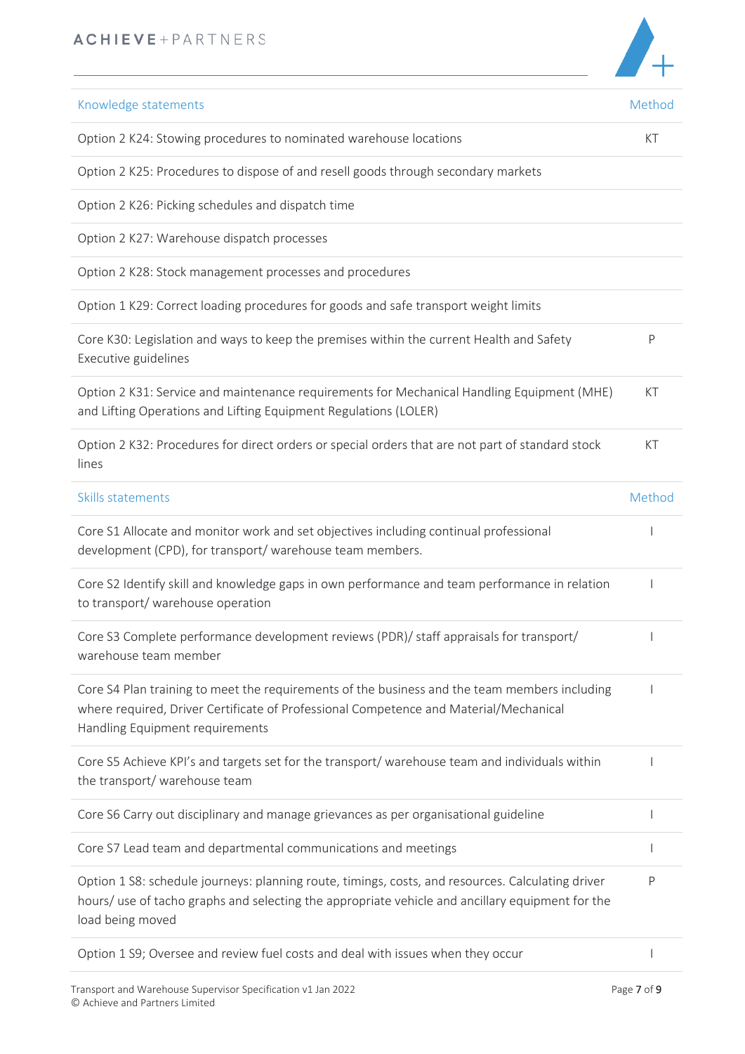| Knowledge statements | Method |
|---|---|
| Option 2 K24: Stowing procedures to nominated warehouse locations | KT |
| Option 2 K25: Procedures to dispose of and resell goods through secondary markets | |
| Option 2 K26: Picking schedules and dispatch time | |
| Option 2 K27: Warehouse dispatch processes | |
| Option 2 K28: Stock management processes and procedures | |
| Option 1 K29: Correct loading procedures for goods and safe transport weight limits | |
| Core K30: Legislation and ways to keep the premises within the current Health and Safety Executive guidelines | P |
| Option 2 K31: Service and maintenance requirements for Mechanical Handling Equipment (MHE) and Lifting Operations and Lifting Equipment Regulations (LOLER) | KT |
| Option 2 K32: Procedures for direct orders or special orders that are not part of standard stock lines | KT |

| Skills statements | Method |
|---|---|
| Core S1 Allocate and monitor work and set objectives including continual professional development (CPD), for transport/ warehouse team members. | I |
| Core S2 Identify skill and knowledge gaps in own performance and team performance in relation to transport/ warehouse operation | I |
| Core S3 Complete performance development reviews (PDR)/ staff appraisals for transport/ warehouse team member | I |
| Core S4 Plan training to meet the requirements of the business and the team members including where required, Driver Certificate of Professional Competence and Material/Mechanical Handling Equipment requirements | I |
| Core S5 Achieve KPI's and targets set for the transport/ warehouse team and individuals within the transport/ warehouse team | I |
| Core S6 Carry out disciplinary and manage grievances as per organisational guideline | I |
| Core S7 Lead team and departmental communications and meetings | I |
| Option 1 S8: schedule journeys: planning route, timings, costs, and resources. Calculating driver hours/ use of tacho graphs and selecting the appropriate vehicle and ancillary equipment for the load being moved | P |
| Option 1 S9; Oversee and review fuel costs and deal with issues when they occur | I |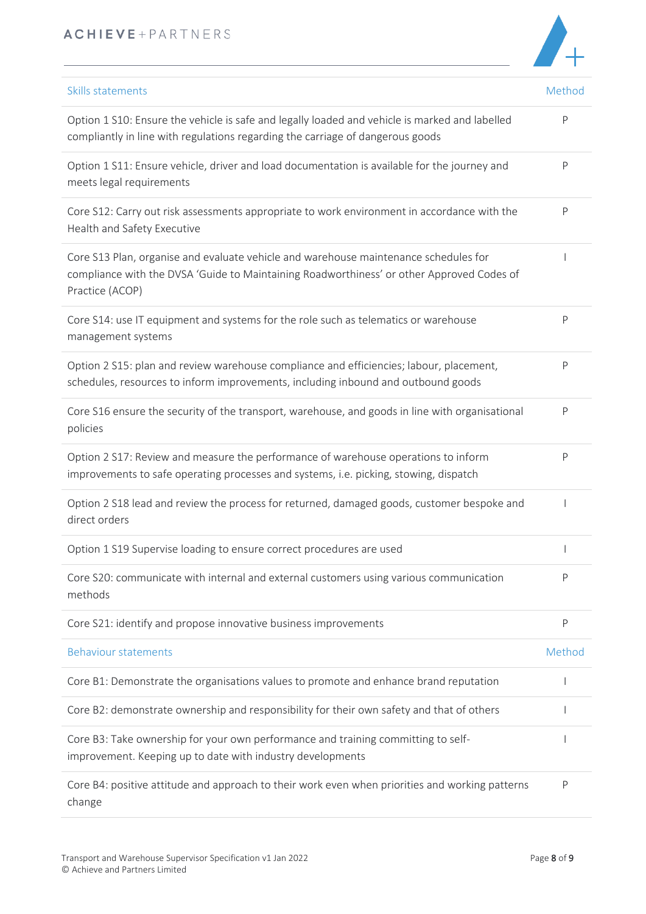| Skills statements | Method |
|---|---|
| Option 1 S10: Ensure the vehicle is safe and legally loaded and vehicle is marked and labelled compliantly in line with regulations regarding the carriage of dangerous goods | P |
| Option 1 S11: Ensure vehicle, driver and load documentation is available for the journey and meets legal requirements | P |
| Core S12: Carry out risk assessments appropriate to work environment in accordance with the Health and Safety Executive | P |
| Core S13 Plan, organise and evaluate vehicle and warehouse maintenance schedules for compliance with the DVSA 'Guide to Maintaining Roadworthiness' or other Approved Codes of Practice (ACOP) | I |
| Core S14: use IT equipment and systems for the role such as telematics or warehouse management systems | P |
| Option 2 S15: plan and review warehouse compliance and efficiencies; labour, placement, schedules, resources to inform improvements, including inbound and outbound goods | P |
| Core S16 ensure the security of the transport, warehouse, and goods in line with organisational policies | P |
| Option 2 S17: Review and measure the performance of warehouse operations to inform improvements to safe operating processes and systems, i.e. picking, stowing, dispatch | P |
| Option 2 S18 lead and review the process for returned, damaged goods, customer bespoke and direct orders | I |
| Option 1 S19 Supervise loading to ensure correct procedures are used | I |
| Core S20: communicate with internal and external customers using various communication methods | P |
| Core S21: identify and propose innovative business improvements | P |

| Behaviour statements | Method |
|---|---|
| Core B1: Demonstrate the organisations values to promote and enhance brand reputation | I |
| Core B2: demonstrate ownership and responsibility for their own safety and that of others | I |
| Core B3: Take ownership for your own performance and training committing to self-improvement. Keeping up to date with industry developments | I |
| Core B4: positive attitude and approach to their work even when priorities and working patterns change | P |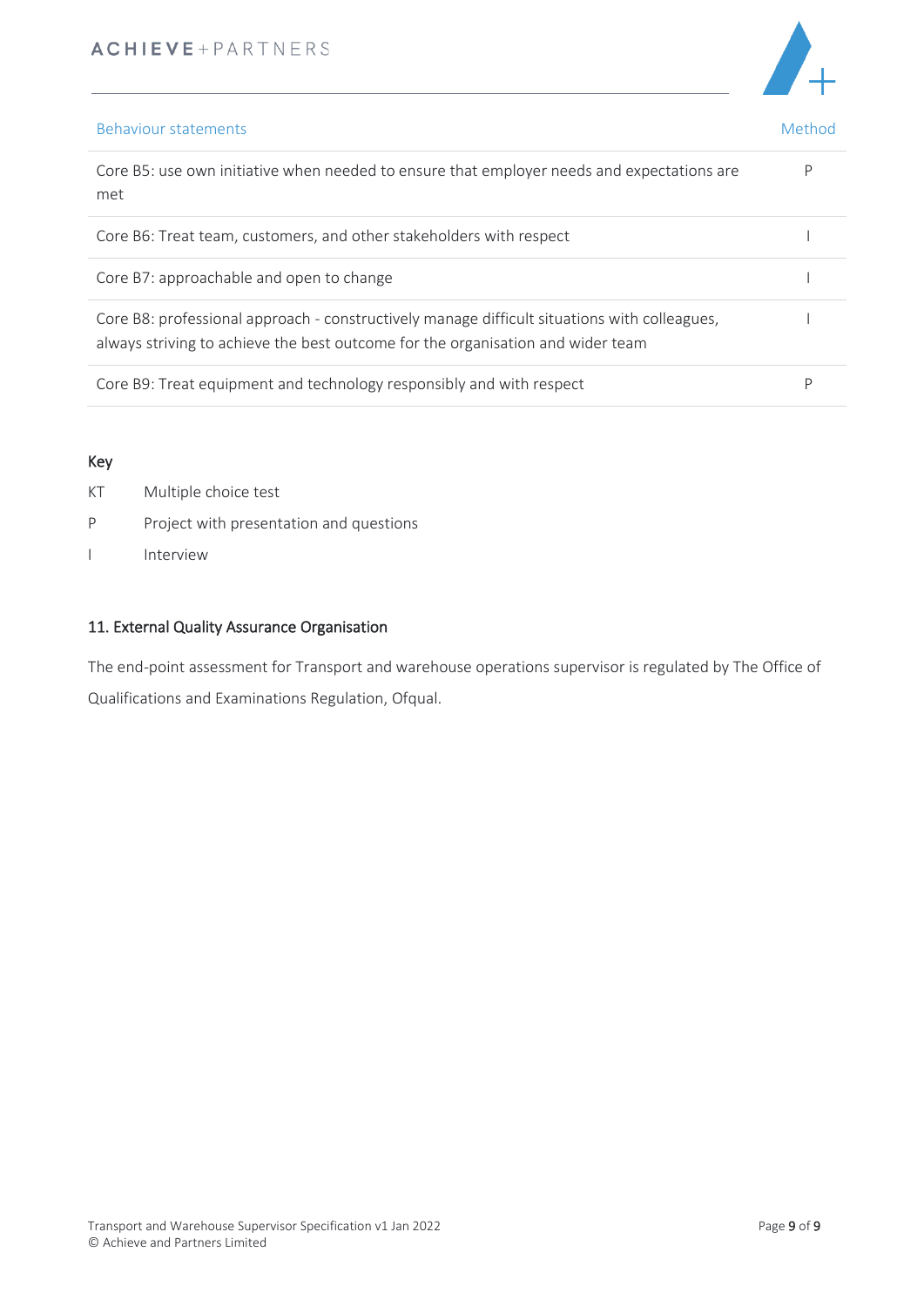| Behaviour statements | Method |
|---|---|
| Core B5: use own initiative when needed to ensure that employer needs and expectations are met | P |
| Core B6: Treat team, customers, and other stakeholders with respect | I |
| Core B7: approachable and open to change | I |
| Core B8: professional approach - constructively manage difficult situations with colleagues, always striving to achieve the best outcome for the organisation and wider team | I |
| Core B9: Treat equipment and technology responsibly and with respect | P |

### Key

| | |
|---|---|
| KT | Multiple choice test |
| P | Project with presentation and questions |
| I | Interview |

## 11. External Quality Assurance Organisation

The end-point assessment for Transport and warehouse operations supervisor is regulated by The Office of Qualifications and Examinations Regulation, Ofqual.